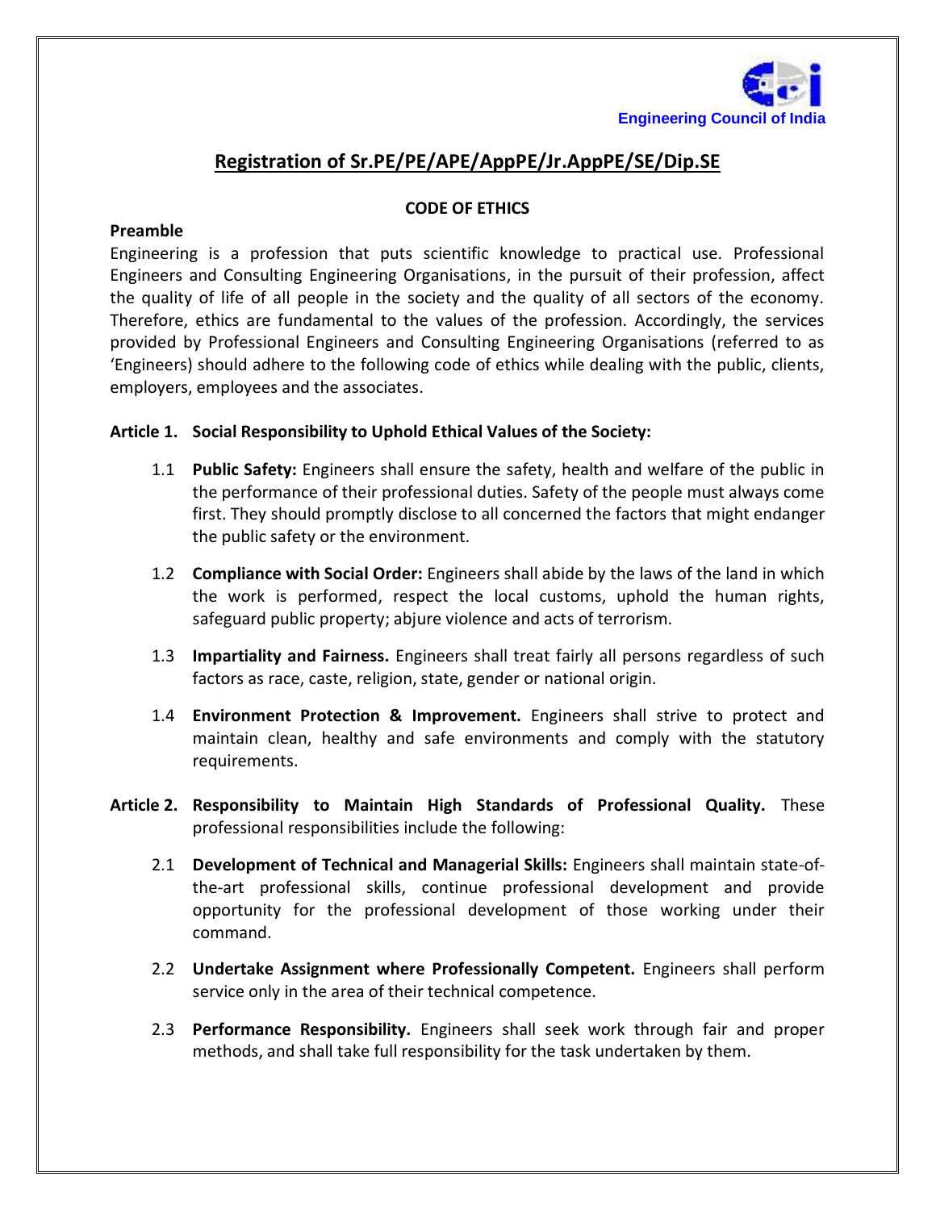Engineering Council of India

# Registration of Sr.PE/PE/APE/AppPE/Jr.AppPE/SE/Dip.SE

## CODE OF ETHICS

### Preamble

Engineering is a profession that puts scientific knowledge to practical use. Professional Engineers and Consulting Engineering Organisations, in the pursuit of their profession, affect the quality of life of all people in the society and the quality of all sectors of the economy. Therefore, ethics are fundamental to the values of the profession. Accordingly, the services provided by Professional Engineers and Consulting Engineering Organisations (referred to as 'Engineers) should adhere to the following code of ethics while dealing with the public, clients, employers, employees and the associates.

### Article 1. Social Responsibility to Uphold Ethical Values of the Society:

1.1 **Public Safety:** Engineers shall ensure the safety, health and welfare of the public in the performance of their professional duties. Safety of the people must always come first. They should promptly disclose to all concerned the factors that might endanger the public safety or the environment.

1.2 **Compliance with Social Order:** Engineers shall abide by the laws of the land in which the work is performed, respect the local customs, uphold the human rights, safeguard public property; abjure violence and acts of terrorism.

1.3 **Impartiality and Fairness.** Engineers shall treat fairly all persons regardless of such factors as race, caste, religion, state, gender or national origin.

1.4 **Environment Protection & Improvement.** Engineers shall strive to protect and maintain clean, healthy and safe environments and comply with the statutory requirements.

### Article 2. Responsibility to Maintain High Standards of Professional Quality. 

These professional responsibilities include the following:

2.1 **Development of Technical and Managerial Skills:** Engineers shall maintain state-of-the-art professional skills, continue professional development and provide opportunity for the professional development of those working under their command.

2.2 **Undertake Assignment where Professionally Competent.** Engineers shall perform service only in the area of their technical competence.

2.3 **Performance Responsibility.** Engineers shall seek work through fair and proper methods, and shall take full responsibility for the task undertaken by them.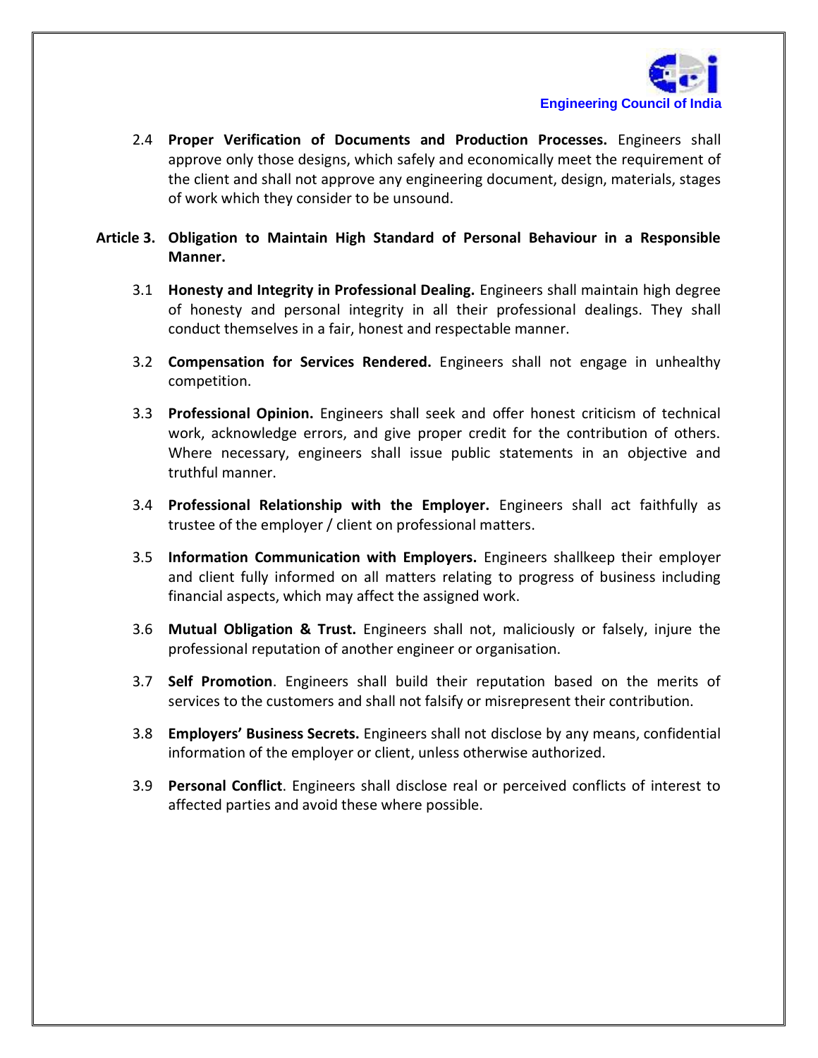2.4 **Proper Verification of Documents and Production Processes.** Engineers shall approve only those designs, which safely and economically meet the requirement of the client and shall not approve any engineering document, design, materials, stages of work which they consider to be unsound.

## Article 3. Obligation to Maintain High Standard of Personal Behaviour in a Responsible Manner.

3.1 **Honesty and Integrity in Professional Dealing.** Engineers shall maintain high degree of honesty and personal integrity in all their professional dealings. They shall conduct themselves in a fair, honest and respectable manner.

3.2 **Compensation for Services Rendered.** Engineers shall not engage in unhealthy competition.

3.3 **Professional Opinion.** Engineers shall seek and offer honest criticism of technical work, acknowledge errors, and give proper credit for the contribution of others. Where necessary, engineers shall issue public statements in an objective and truthful manner.

3.4 **Professional Relationship with the Employer.** Engineers shall act faithfully as trustee of the employer / client on professional matters.

3.5 **Information Communication with Employers.** Engineers shallkeep their employer and client fully informed on all matters relating to progress of business including financial aspects, which may affect the assigned work.

3.6 **Mutual Obligation & Trust.** Engineers shall not, maliciously or falsely, injure the professional reputation of another engineer or organisation.

3.7 **Self Promotion**. Engineers shall build their reputation based on the merits of services to the customers and shall not falsify or misrepresent their contribution.

3.8 **Employers' Business Secrets.** Engineers shall not disclose by any means, confidential information of the employer or client, unless otherwise authorized.

3.9 **Personal Conflict**. Engineers shall disclose real or perceived conflicts of interest to affected parties and avoid these where possible.